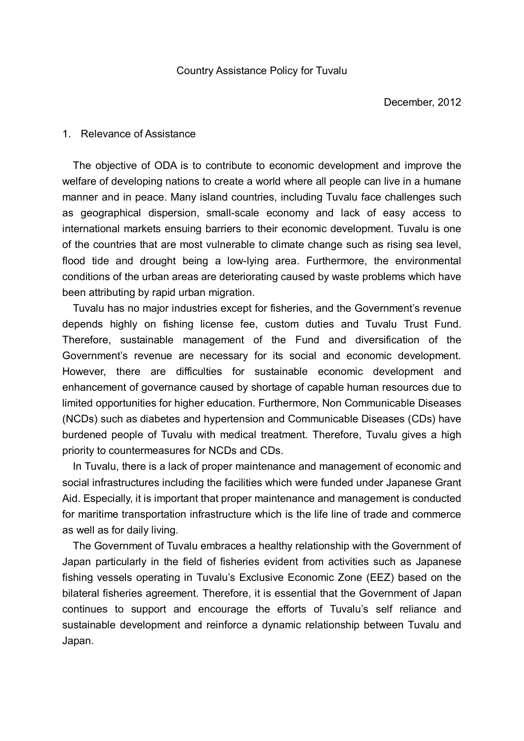# Country Assistance Policy for Tuvalu

December, 2012

## 1. Relevance of Assistance

The objective of ODA is to contribute to economic development and improve the welfare of developing nations to create a world where all people can live in a humane manner and in peace. Many island countries, including Tuvalu face challenges such as geographical dispersion, small-scale economy and lack of easy access to international markets ensuing barriers to their economic development. Tuvalu is one of the countries that are most vulnerable to climate change such as rising sea level, flood tide and drought being a low-lying area. Furthermore, the environmental conditions of the urban areas are deteriorating caused by waste problems which have been attributing by rapid urban migration.

Tuvalu has no major industries except for fisheries, and the Government's revenue depends highly on fishing license fee, custom duties and Tuvalu Trust Fund. Therefore, sustainable management of the Fund and diversification of the Government's revenue are necessary for its social and economic development. However, there are difficulties for sustainable economic development and enhancement of governance caused by shortage of capable human resources due to limited opportunities for higher education. Furthermore, Non Communicable Diseases (NCDs) such as diabetes and hypertension and Communicable Diseases (CDs) have burdened people of Tuvalu with medical treatment. Therefore, Tuvalu gives a high priority to countermeasures for NCDs and CDs.

In Tuvalu, there is a lack of proper maintenance and management of economic and social infrastructures including the facilities which were funded under Japanese Grant Aid. Especially, it is important that proper maintenance and management is conducted for maritime transportation infrastructure which is the life line of trade and commerce as well as for daily living.

The Government of Tuvalu embraces a healthy relationship with the Government of Japan particularly in the field of fisheries evident from activities such as Japanese fishing vessels operating in Tuvalu's Exclusive Economic Zone (EEZ) based on the bilateral fisheries agreement. Therefore, it is essential that the Government of Japan continues to support and encourage the efforts of Tuvalu's self reliance and sustainable development and reinforce a dynamic relationship between Tuvalu and Japan.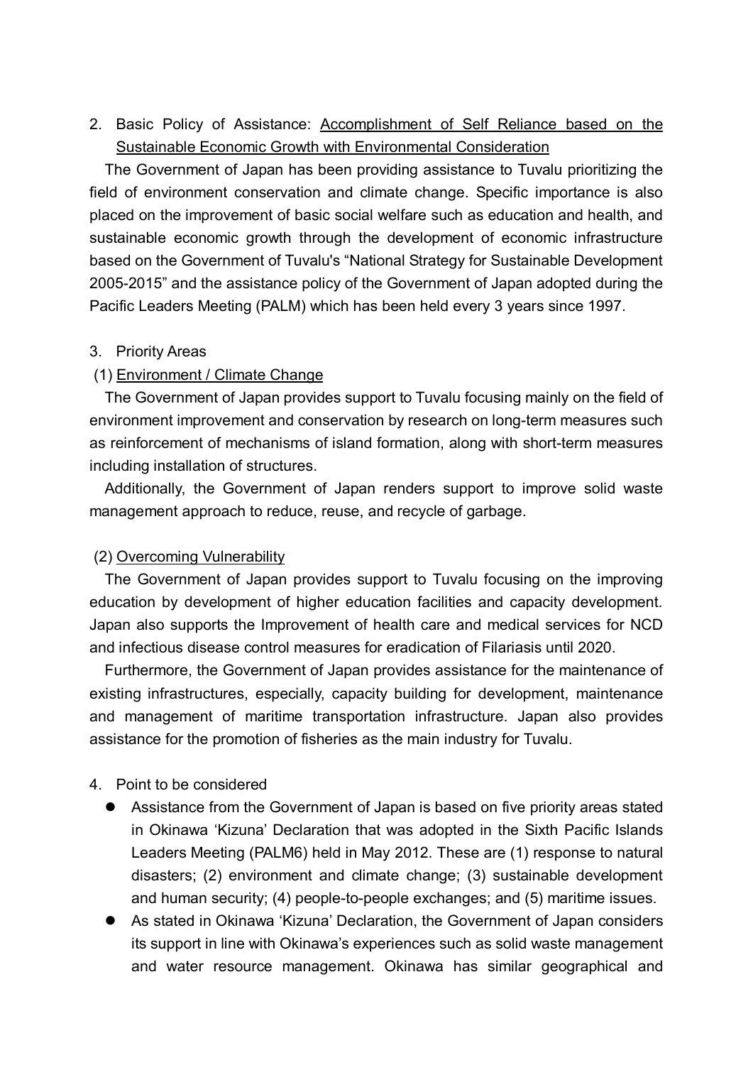## 2. Basic Policy of Assistance: <u>Accomplishment of Self Reliance based on the Sustainable Economic Growth with Environmental Consideration</u>

The Government of Japan has been providing assistance to Tuvalu prioritizing the field of environment conservation and climate change. Specific importance is also placed on the improvement of basic social welfare such as education and health, and sustainable economic growth through the development of economic infrastructure based on the Government of Tuvalu's "National Strategy for Sustainable Development 2005-2015" and the assistance policy of the Government of Japan adopted during the Pacific Leaders Meeting (PALM) which has been held every 3 years since 1997.

## 3. Priority Areas

### (1) <u>Environment / Climate Change</u>

The Government of Japan provides support to Tuvalu focusing mainly on the field of environment improvement and conservation by research on long-term measures such as reinforcement of mechanisms of island formation, along with short-term measures including installation of structures.

Additionally, the Government of Japan renders support to improve solid waste management approach to reduce, reuse, and recycle of garbage.

### (2) <u>Overcoming Vulnerability</u>

The Government of Japan provides support to Tuvalu focusing on the improving education by development of higher education facilities and capacity development. Japan also supports the Improvement of health care and medical services for NCD and infectious disease control measures for eradication of Filariasis until 2020.

Furthermore, the Government of Japan provides assistance for the maintenance of existing infrastructures, especially, capacity building for development, maintenance and management of maritime transportation infrastructure. Japan also provides assistance for the promotion of fisheries as the main industry for Tuvalu.

## 4. Point to be considered

- Assistance from the Government of Japan is based on five priority areas stated in Okinawa 'Kizuna' Declaration that was adopted in the Sixth Pacific Islands Leaders Meeting (PALM6) held in May 2012. These are (1) response to natural disasters; (2) environment and climate change; (3) sustainable development and human security; (4) people-to-people exchanges; and (5) maritime issues.
- As stated in Okinawa 'Kizuna' Declaration, the Government of Japan considers its support in line with Okinawa's experiences such as solid waste management and water resource management. Okinawa has similar geographical and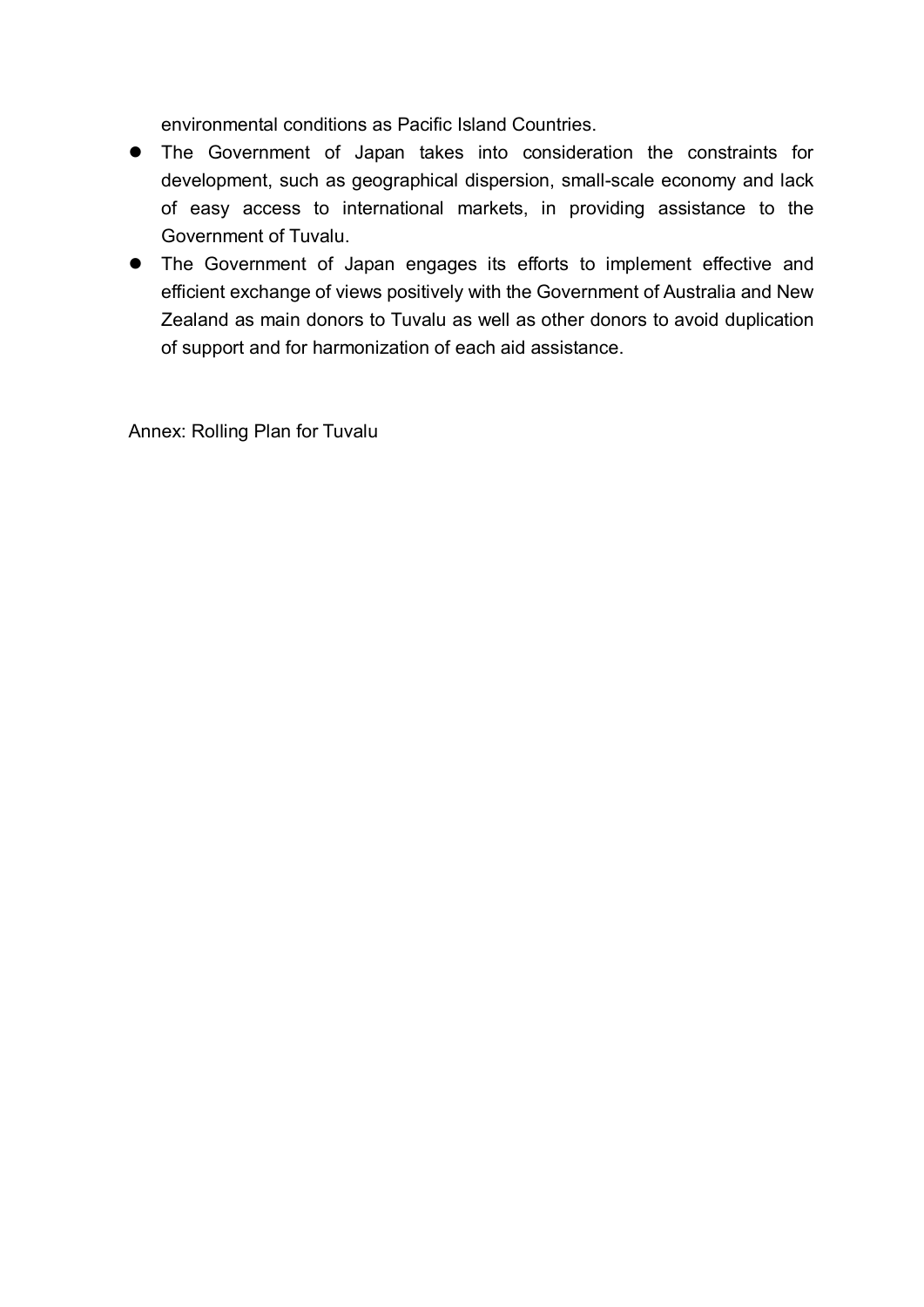environmental conditions as Pacific Island Countries.

- The Government of Japan takes into consideration the constraints for development, such as geographical dispersion, small-scale economy and lack of easy access to international markets, in providing assistance to the Government of Tuvalu.
- The Government of Japan engages its efforts to implement effective and efficient exchange of views positively with the Government of Australia and New Zealand as main donors to Tuvalu as well as other donors to avoid duplication of support and for harmonization of each aid assistance.

Annex: Rolling Plan for Tuvalu